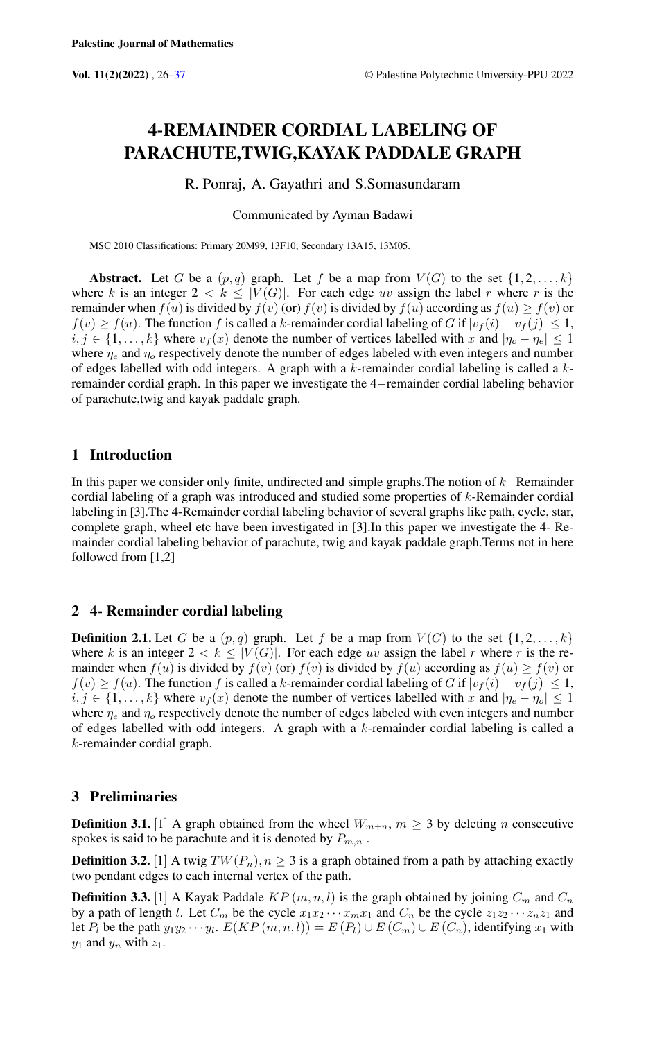# 4-REMAINDER CORDIAL LABELING OF PARACHUTE,TWIG,KAYAK PADDALE GRAPH

R. Ponraj, A. Gayathri and S.Somasundaram

Communicated by Ayman Badawi

MSC 2010 Classifications: Primary 20M99, 13F10; Secondary 13A15, 13M05.

**Abstract.** Let $G$ be a $(p, q)$ graph. Let $f$ be a map from $V(G)$ to the set $\{1, 2, \ldots, k\}$ where $k$ is an integer $2 < k \leq |V(G)|$. For each edge $uv$ assign the label $r$ where $r$ is the remainder when $f(u)$ is divided by $f(v)$ (or) $f(v)$ is divided by $f(u)$ according as $f(u) \geq f(v)$ or $f(v) \geq f(u)$. The function $f$ is called a $k$-remainder cordial labeling of $G$ if $|v_f(i) - v_f(j)| \leq 1$, $i, j \in \{1, \ldots, k\}$ where $v_f(x)$ denote the number of vertices labelled with $x$ and $|\eta_o - \eta_e| \leq 1$ where $\eta_e$ and $\eta_o$ respectively denote the number of edges labeled with even integers and number of edges labelled with odd integers. A graph with a $k$-remainder cordial labeling is called a $k$-remainder cordial graph. In this paper we investigate the $4-$remainder cordial labeling behavior of parachute,twig and kayak paddale graph.

## 1 Introduction

In this paper we consider only finite, undirected and simple graphs.The notion of $k-$Remainder cordial labeling of a graph was introduced and studied some properties of $k$-Remainder cordial labeling in [3].The 4-Remainder cordial labeling behavior of several graphs like path, cycle, star, complete graph, wheel etc have been investigated in [3].In this paper we investigate the 4- Remainder cordial labeling behavior of parachute, twig and kayak paddale graph.Terms not in here followed from [1,2]

## 2 4- Remainder cordial labeling

**Definition 2.1.** Let $G$ be a $(p, q)$ graph. Let $f$ be a map from $V(G)$ to the set $\{1, 2, \ldots, k\}$ where $k$ is an integer $2 < k \leq |V(G)|$. For each edge $uv$ assign the label $r$ where $r$ is the remainder when $f(u)$ is divided by $f(v)$ (or) $f(v)$ is divided by $f(u)$ according as $f(u) \geq f(v)$ or $f(v) \geq f(u)$. The function $f$ is called a $k$-remainder cordial labeling of $G$ if $|v_f(i) - v_f(j)| \leq 1$, $i, j \in \{1, \ldots, k\}$ where $v_f(x)$ denote the number of vertices labelled with $x$ and $|\eta_e - \eta_o| \leq 1$ where $\eta_e$ and $\eta_o$ respectively denote the number of edges labeled with even integers and number of edges labelled with odd integers. A graph with a $k$-remainder cordial labeling is called a $k$-remainder cordial graph.

## 3 Preliminaries

**Definition 3.1.** [1] A graph obtained from the wheel $W_{m+n}$, $m \geq 3$ by deleting $n$ consecutive spokes is said to be parachute and it is denoted by $P_{m,n}$ .

**Definition 3.2.** [1] A twig $TW(P_n), n \geq 3$ is a graph obtained from a path by attaching exactly two pendant edges to each internal vertex of the path.

**Definition 3.3.** [1] A Kayak Paddale $KP\,(m, n, l)$ is the graph obtained by joining $C_m$ and $C_n$ by a path of length $l$. Let $C_m$ be the cycle $x_1x_2 \cdots x_mx_1$ and $C_n$ be the cycle $z_1z_2 \cdots z_nz_1$ and let $P_l$ be the path $y_1y_2 \cdots y_l$. $E(KP\,(m, n, l)) = E\,(P_l) \cup E\,(C_m) \cup E\,(C_n)$, identifying $x_1$ with $y_1$ and $y_n$ with $z_1$.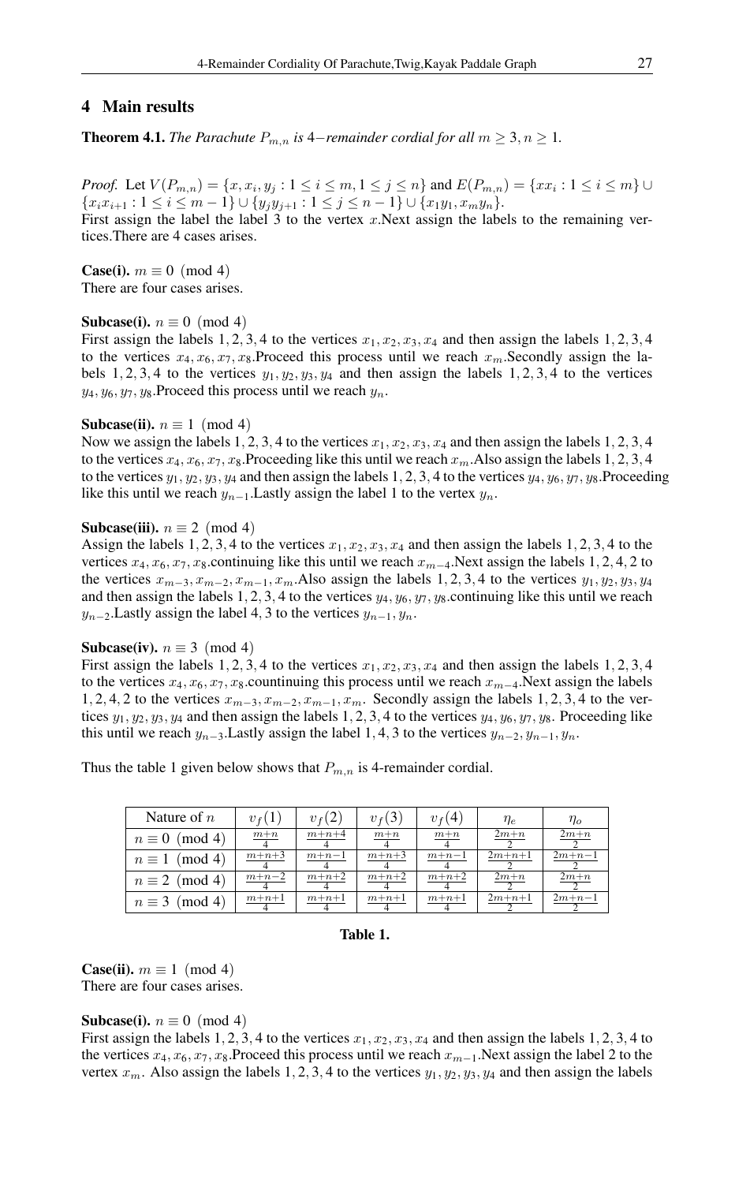## 4 Main results

**Theorem 4.1.** *The Parachute $P_{m,n}$ is $4-$remainder cordial for all $m \geq 3, n \geq 1$.*

*Proof.* Let $V(P_{m,n}) = \{x, x_i, y_j : 1 \leq i \leq m, 1 \leq j \leq n\}$ and $E(P_{m,n}) = \{xx_i : 1 \leq i \leq m\} \cup \{x_ix_{i+1} : 1 \leq i \leq m-1\} \cup \{y_jy_{j+1} : 1 \leq j \leq n-1\} \cup \{x_1y_1, x_my_n\}$.
First assign the label the label 3 to the vertex $x$.Next assign the labels to the remaining vertices.There are 4 cases arises.

**Case(i).** $m \equiv 0 \pmod 4$
There are four cases arises.

**Subcase(i).** $n \equiv 0 \pmod 4$
First assign the labels $1, 2, 3, 4$ to the vertices $x_1, x_2, x_3, x_4$ and then assign the labels $1, 2, 3, 4$ to the vertices $x_4, x_6, x_7, x_8$.Proceed this process until we reach $x_m$.Secondly assign the labels $1, 2, 3, 4$ to the vertices $y_1, y_2, y_3, y_4$ and then assign the labels $1, 2, 3, 4$ to the vertices $y_4, y_6, y_7, y_8$.Proceed this process until we reach $y_n$.

**Subcase(ii).** $n \equiv 1 \pmod 4$
Now we assign the labels $1, 2, 3, 4$ to the vertices $x_1, x_2, x_3, x_4$ and then assign the labels $1, 2, 3, 4$ to the vertices $x_4, x_6, x_7, x_8$.Proceeding like this until we reach $x_m$.Also assign the labels $1, 2, 3, 4$ to the vertices $y_1, y_2, y_3, y_4$ and then assign the labels $1, 2, 3, 4$ to the vertices $y_4, y_6, y_7, y_8$.Proceeding like this until we reach $y_{n-1}$.Lastly assign the label 1 to the vertex $y_n$.

**Subcase(iii).** $n \equiv 2 \pmod 4$
Assign the labels $1, 2, 3, 4$ to the vertices $x_1, x_2, x_3, x_4$ and then assign the labels $1, 2, 3, 4$ to the vertices $x_4, x_6, x_7, x_8$.continuing like this until we reach $x_{m-4}$.Next assign the labels $1, 2, 4, 2$ to the vertices $x_{m-3}, x_{m-2}, x_{m-1}, x_m$.Also assign the labels $1, 2, 3, 4$ to the vertices $y_1, y_2, y_3, y_4$ and then assign the labels $1, 2, 3, 4$ to the vertices $y_4, y_6, y_7, y_8$.continuing like this until we reach $y_{n-2}$.Lastly assign the label $4, 3$ to the vertices $y_{n-1}, y_n$.

**Subcase(iv).** $n \equiv 3 \pmod 4$
First assign the labels $1, 2, 3, 4$ to the vertices $x_1, x_2, x_3, x_4$ and then assign the labels $1, 2, 3, 4$ to the vertices $x_4, x_6, x_7, x_8$.countinuing this process until we reach $x_{m-4}$.Next assign the labels $1, 2, 4, 2$ to the vertices $x_{m-3}, x_{m-2}, x_{m-1}, x_m$. Secondly assign the labels $1, 2, 3, 4$ to the vertices $y_1, y_2, y_3, y_4$ and then assign the labels $1, 2, 3, 4$ to the vertices $y_4, y_6, y_7, y_8$. Proceeding like this until we reach $y_{n-3}$.Lastly assign the label $1, 4, 3$ to the vertices $y_{n-2}, y_{n-1}, y_n$.

Thus the table 1 given below shows that $P_{m,n}$ is 4-remainder cordial.

| Nature of $n$ | $v_f(1)$ | $v_f(2)$ | $v_f(3)$ | $v_f(4)$ | $\eta_e$ | $\eta_o$ |
|---|---|---|---|---|---|---|
| $n \equiv 0 \pmod 4$ | $\frac{m+n}{4}$ | $\frac{m+n+4}{4}$ | $\frac{m+n}{4}$ | $\frac{m+n}{4}$ | $\frac{2m+n}{2}$ | $\frac{2m+n}{2}$ |
| $n \equiv 1 \pmod 4$ | $\frac{m+n+3}{4}$ | $\frac{m+n-1}{4}$ | $\frac{m+n+3}{4}$ | $\frac{m+n-1}{4}$ | $\frac{2m+n+1}{2}$ | $\frac{2m+n-1}{2}$ |
| $n \equiv 2 \pmod 4$ | $\frac{m+n-2}{4}$ | $\frac{m+n+2}{4}$ | $\frac{m+n+2}{4}$ | $\frac{m+n+2}{4}$ | $\frac{2m+n}{2}$ | $\frac{2m+n}{2}$ |
| $n \equiv 3 \pmod 4$ | $\frac{m+n+1}{4}$ | $\frac{m+n+1}{4}$ | $\frac{m+n+1}{4}$ | $\frac{m+n+1}{4}$ | $\frac{2m+n+1}{2}$ | $\frac{2m+n-1}{2}$ |

**Table 1.**

**Case(ii).** $m \equiv 1 \pmod 4$
There are four cases arises.

**Subcase(i).** $n \equiv 0 \pmod 4$
First assign the labels $1, 2, 3, 4$ to the vertices $x_1, x_2, x_3, x_4$ and then assign the labels $1, 2, 3, 4$ to the vertices $x_4, x_6, x_7, x_8$.Proceed this process until we reach $x_{m-1}$.Next assign the label 2 to the vertex $x_m$. Also assign the labels $1, 2, 3, 4$ to the vertices $y_1, y_2, y_3, y_4$ and then assign the labels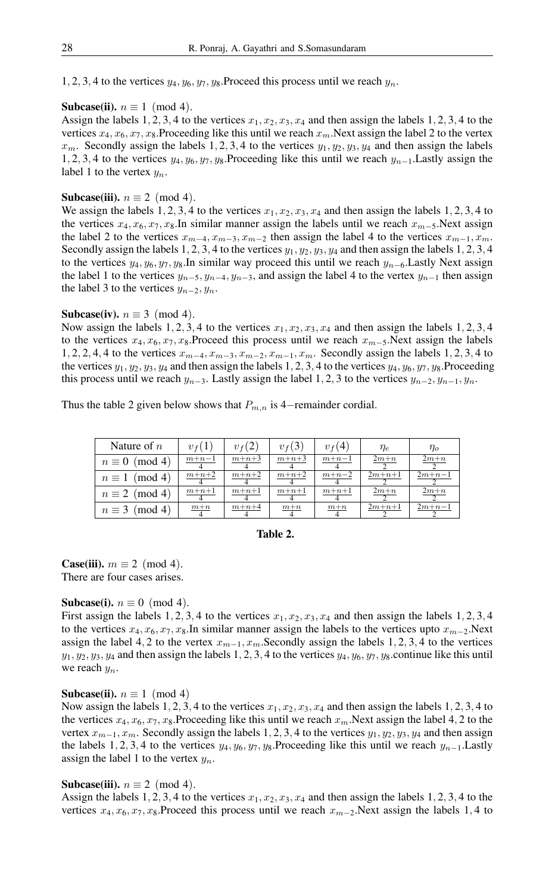1, 2, 3, 4 to the vertices $y_4, y_6, y_7, y_8$.Proceed this process until we reach $y_n$.

**Subcase(ii).** $n \equiv 1 \pmod 4$.
Assign the labels $1, 2, 3, 4$ to the vertices $x_1, x_2, x_3, x_4$ and then assign the labels $1, 2, 3, 4$ to the vertices $x_4, x_6, x_7, x_8$.Proceeding like this until we reach $x_m$.Next assign the label 2 to the vertex $x_m$. Secondly assign the labels $1, 2, 3, 4$ to the vertices $y_1, y_2, y_3, y_4$ and then assign the labels $1, 2, 3, 4$ to the vertices $y_4, y_6, y_7, y_8$.Proceeding like this until we reach $y_{n-1}$.Lastly assign the label 1 to the vertex $y_n$.

**Subcase(iii).** $n \equiv 2 \pmod 4$.
We assign the labels $1, 2, 3, 4$ to the vertices $x_1, x_2, x_3, x_4$ and then assign the labels $1, 2, 3, 4$ to the vertices $x_4, x_6, x_7, x_8$.In similar manner assign the labels until we reach $x_{m-5}$.Next assign the label 2 to the vertices $x_{m-4}, x_{m-3}, x_{m-2}$ then assign the label 4 to the vertices $x_{m-1}, x_m$. Secondly assign the labels $1, 2, 3, 4$ to the vertices $y_1, y_2, y_3, y_4$ and then assign the labels $1, 2, 3, 4$ to the vertices $y_4, y_6, y_7, y_8$.In similar way proceed this until we reach $y_{n-6}$.Lastly Next assign the label 1 to the vertices $y_{n-5}, y_{n-4}, y_{n-3}$, and assign the label 4 to the vertex $y_{n-1}$ then assign the label 3 to the vertices $y_{n-2}, y_n$.

**Subcase(iv).** $n \equiv 3 \pmod 4$.
Now assign the labels $1, 2, 3, 4$ to the vertices $x_1, x_2, x_3, x_4$ and then assign the labels $1, 2, 3, 4$ to the vertices $x_4, x_6, x_7, x_8$.Proceed this process until we reach $x_{m-5}$.Next assign the labels $1, 2, 2, 4, 4$ to the vertices $x_{m-4}, x_{m-3}, x_{m-2}, x_{m-1}, x_m$. Secondly assign the labels $1, 2, 3, 4$ to the vertices $y_1, y_2, y_3, y_4$ and then assign the labels $1, 2, 3, 4$ to the vertices $y_4, y_6, y_7, y_8$.Proceeding this process until we reach $y_{n-3}$. Lastly assign the label $1, 2, 3$ to the vertices $y_{n-2}, y_{n-1}, y_n$.

Thus the table 2 given below shows that $P_{m,n}$ is 4−remainder cordial.

| Nature of $n$ | $v_f(1)$ | $v_f(2)$ | $v_f(3)$ | $v_f(4)$ | $\eta_e$ | $\eta_o$ |
|---|---|---|---|---|---|---|
| $n \equiv 0 \pmod 4$ | $\frac{m+n-1}{4}$ | $\frac{m+n+3}{4}$ | $\frac{m+n+3}{4}$ | $\frac{m+n-1}{4}$ | $\frac{2m+n}{2}$ | $\frac{2m+n}{2}$ |
| $n \equiv 1 \pmod 4$ | $\frac{m+n+2}{4}$ | $\frac{m+n+2}{4}$ | $\frac{m+n+2}{4}$ | $\frac{m+n-2}{4}$ | $\frac{2m+n+1}{2}$ | $\frac{2m+n-1}{2}$ |
| $n \equiv 2 \pmod 4$ | $\frac{m+n+1}{4}$ | $\frac{m+n+1}{4}$ | $\frac{m+n+1}{4}$ | $\frac{m+n+1}{4}$ | $\frac{2m+n}{2}$ | $\frac{2m+n}{2}$ |
| $n \equiv 3 \pmod 4$ | $\frac{m+n}{4}$ | $\frac{m+n+4}{4}$ | $\frac{m+n}{4}$ | $\frac{m+n}{4}$ | $\frac{2m+n+1}{2}$ | $\frac{2m+n-1}{2}$ |

**Table 2.**

**Case(iii).** $m \equiv 2 \pmod 4$.
There are four cases arises.

**Subcase(i).** $n \equiv 0 \pmod 4$.
First assign the labels $1, 2, 3, 4$ to the vertices $x_1, x_2, x_3, x_4$ and then assign the labels $1, 2, 3, 4$ to the vertices $x_4, x_6, x_7, x_8$.In similar manner assign the labels to the vertices upto $x_{m-2}$.Next assign the label $4, 2$ to the vertex $x_{m-1}, x_m$.Secondly assign the labels $1, 2, 3, 4$ to the vertices $y_1, y_2, y_3, y_4$ and then assign the labels $1, 2, 3, 4$ to the vertices $y_4, y_6, y_7, y_8$.continue like this until we reach $y_n$.

**Subcase(ii).** $n \equiv 1 \pmod 4$
Now assign the labels $1, 2, 3, 4$ to the vertices $x_1, x_2, x_3, x_4$ and then assign the labels $1, 2, 3, 4$ to the vertices $x_4, x_6, x_7, x_8$.Proceeding like this until we reach $x_m$.Next assign the label $4, 2$ to the vertex $x_{m-1}, x_m$. Secondly assign the labels $1, 2, 3, 4$ to the vertices $y_1, y_2, y_3, y_4$ and then assign the labels $1, 2, 3, 4$ to the vertices $y_4, y_6, y_7, y_8$.Proceeding like this until we reach $y_{n-1}$.Lastly assign the label 1 to the vertex $y_n$.

**Subcase(iii).** $n \equiv 2 \pmod 4$.
Assign the labels $1, 2, 3, 4$ to the vertices $x_1, x_2, x_3, x_4$ and then assign the labels $1, 2, 3, 4$ to the vertices $x_4, x_6, x_7, x_8$.Proceed this process until we reach $x_{m-2}$.Next assign the labels $1, 4$ to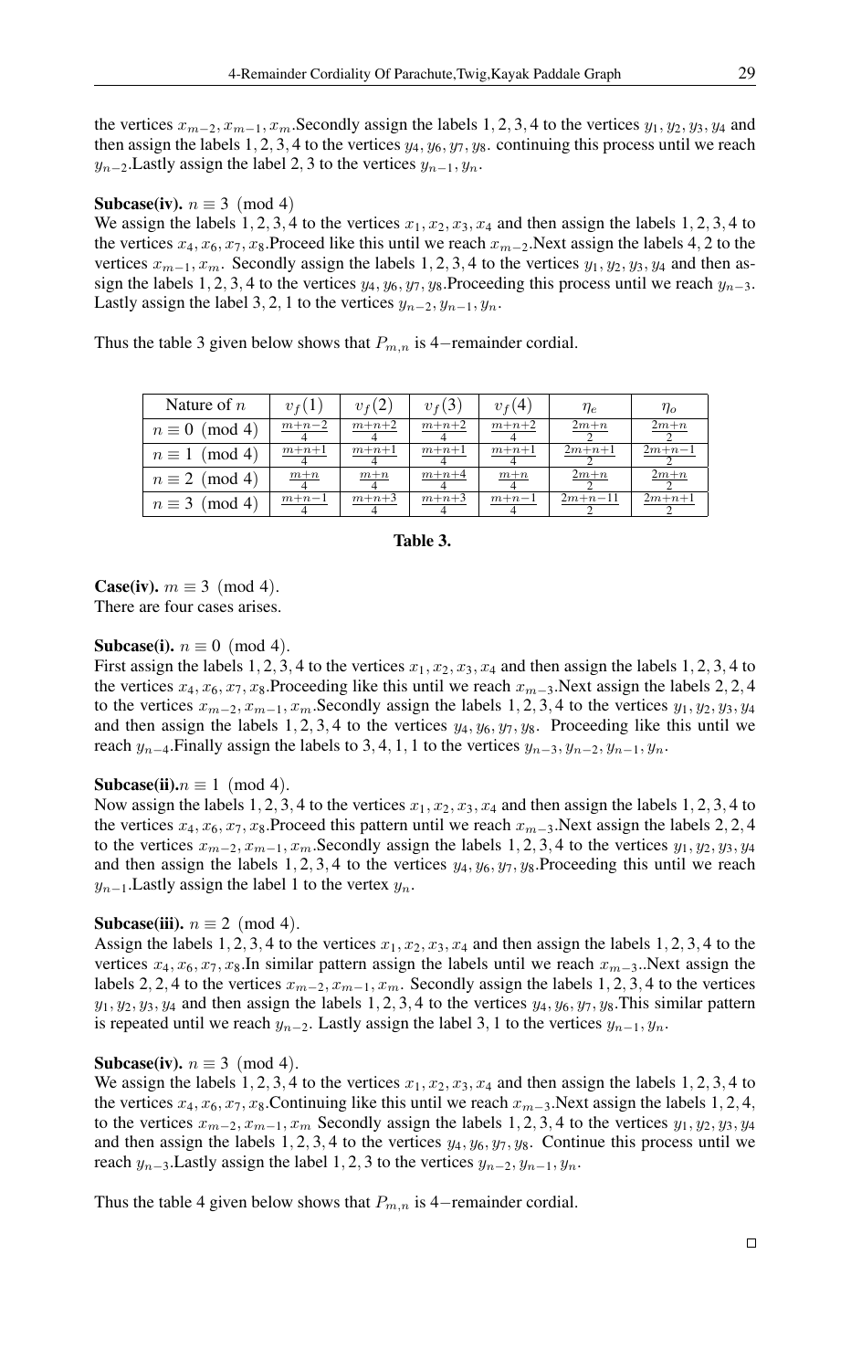the vertices $x_{m-2}, x_{m-1}, x_m$.Secondly assign the labels $1, 2, 3, 4$ to the vertices $y_1, y_2, y_3, y_4$ and then assign the labels $1, 2, 3, 4$ to the vertices $y_4, y_6, y_7, y_8$. continuing this process until we reach $y_{n-2}$.Lastly assign the label $2, 3$ to the vertices $y_{n-1}, y_n$.

**Subcase(iv).** $n \equiv 3 \pmod 4$

We assign the labels $1, 2, 3, 4$ to the vertices $x_1, x_2, x_3, x_4$ and then assign the labels $1, 2, 3, 4$ to the vertices $x_4, x_6, x_7, x_8$.Proceed like this until we reach $x_{m-2}$.Next assign the labels $4, 2$ to the vertices $x_{m-1}, x_m$. Secondly assign the labels $1, 2, 3, 4$ to the vertices $y_1, y_2, y_3, y_4$ and then assign the labels $1, 2, 3, 4$ to the vertices $y_4, y_6, y_7, y_8$.Proceeding this process until we reach $y_{n-3}$. Lastly assign the label $3, 2, 1$ to the vertices $y_{n-2}, y_{n-1}, y_n$.

Thus the table 3 given below shows that $P_{m,n}$ is 4−remainder cordial.

| Nature of $n$ | $v_f(1)$ | $v_f(2)$ | $v_f(3)$ | $v_f(4)$ | $\eta_e$ | $\eta_o$ |
|---|---|---|---|---|---|---|
| $n \equiv 0 \pmod 4$ | $\frac{m+n-2}{4}$ | $\frac{m+n+2}{4}$ | $\frac{m+n+2}{4}$ | $\frac{m+n+2}{4}$ | $\frac{2m+n}{2}$ | $\frac{2m+n}{2}$ |
| $n \equiv 1 \pmod 4$ | $\frac{m+n+1}{4}$ | $\frac{m+n+1}{4}$ | $\frac{m+n+1}{4}$ | $\frac{m+n+1}{4}$ | $\frac{2m+n+1}{2}$ | $\frac{2m+n-1}{2}$ |
| $n \equiv 2 \pmod 4$ | $\frac{m+n}{4}$ | $\frac{m+n}{4}$ | $\frac{m+n+4}{4}$ | $\frac{m+n}{4}$ | $\frac{2m+n}{2}$ | $\frac{2m+n}{2}$ |
| $n \equiv 3 \pmod 4$ | $\frac{m+n-1}{4}$ | $\frac{m+n+3}{4}$ | $\frac{m+n+3}{4}$ | $\frac{m+n-1}{4}$ | $\frac{2m+n-11}{2}$ | $\frac{2m+n+1}{2}$ |

**Table 3.**

**Case(iv).** $m \equiv 3 \pmod 4$.

There are four cases arises.

**Subcase(i).** $n \equiv 0 \pmod 4$.

First assign the labels $1, 2, 3, 4$ to the vertices $x_1, x_2, x_3, x_4$ and then assign the labels $1, 2, 3, 4$ to the vertices $x_4, x_6, x_7, x_8$.Proceeding like this until we reach $x_{m-3}$.Next assign the labels $2, 2, 4$ to the vertices $x_{m-2}, x_{m-1}, x_m$.Secondly assign the labels $1, 2, 3, 4$ to the vertices $y_1, y_2, y_3, y_4$ and then assign the labels $1, 2, 3, 4$ to the vertices $y_4, y_6, y_7, y_8$. Proceeding like this until we reach $y_{n-4}$.Finally assign the labels to $3, 4, 1, 1$ to the vertices $y_{n-3}, y_{n-2}, y_{n-1}, y_n$.

**Subcase(ii).**$n \equiv 1 \pmod 4$.

Now assign the labels $1, 2, 3, 4$ to the vertices $x_1, x_2, x_3, x_4$ and then assign the labels $1, 2, 3, 4$ to the vertices $x_4, x_6, x_7, x_8$.Proceed this pattern until we reach $x_{m-3}$.Next assign the labels $2, 2, 4$ to the vertices $x_{m-2}, x_{m-1}, x_m$.Secondly assign the labels $1, 2, 3, 4$ to the vertices $y_1, y_2, y_3, y_4$ and then assign the labels $1, 2, 3, 4$ to the vertices $y_4, y_6, y_7, y_8$.Proceeding this until we reach $y_{n-1}$.Lastly assign the label $1$ to the vertex $y_n$.

**Subcase(iii).** $n \equiv 2 \pmod 4$.

Assign the labels $1, 2, 3, 4$ to the vertices $x_1, x_2, x_3, x_4$ and then assign the labels $1, 2, 3, 4$ to the vertices $x_4, x_6, x_7, x_8$.In similar pattern assign the labels until we reach $x_{m-3}$..Next assign the labels $2, 2, 4$ to the vertices $x_{m-2}, x_{m-1}, x_m$. Secondly assign the labels $1, 2, 3, 4$ to the vertices $y_1, y_2, y_3, y_4$ and then assign the labels $1, 2, 3, 4$ to the vertices $y_4, y_6, y_7, y_8$.This similar pattern is repeated until we reach $y_{n-2}$. Lastly assign the label $3, 1$ to the vertices $y_{n-1}, y_n$.

**Subcase(iv).** $n \equiv 3 \pmod 4$.

We assign the labels $1, 2, 3, 4$ to the vertices $x_1, x_2, x_3, x_4$ and then assign the labels $1, 2, 3, 4$ to the vertices $x_4, x_6, x_7, x_8$.Continuing like this until we reach $x_{m-3}$.Next assign the labels $1, 2, 4$, to the vertices $x_{m-2}, x_{m-1}, x_m$ Secondly assign the labels $1, 2, 3, 4$ to the vertices $y_1, y_2, y_3, y_4$ and then assign the labels $1, 2, 3, 4$ to the vertices $y_4, y_6, y_7, y_8$. Continue this process until we reach $y_{n-3}$.Lastly assign the label $1, 2, 3$ to the vertices $y_{n-2}, y_{n-1}, y_n$.

Thus the table 4 given below shows that $P_{m,n}$ is 4−remainder cordial.

□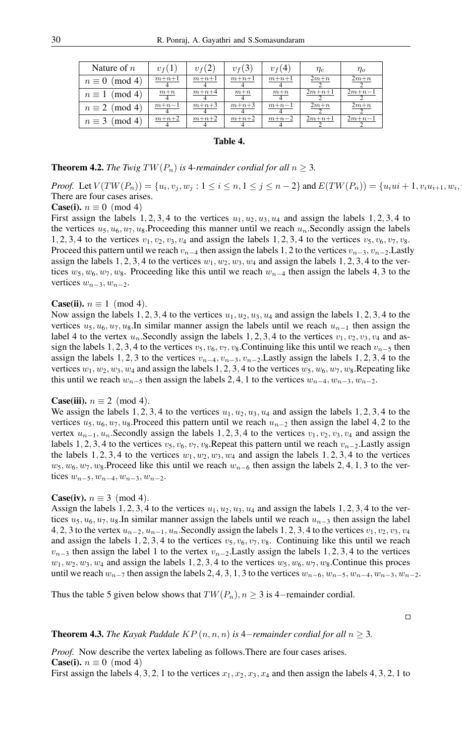| Nature of $n$ | $v_f(1)$ | $v_f(2)$ | $v_f(3)$ | $v_f(4)$ | $\eta_e$ | $\eta_o$ |
|---|---|---|---|---|---|---|
| $n \equiv 0 \pmod 4$ | $\frac{m+n+1}{4}$ | $\frac{m+n+1}{4}$ | $\frac{m+n+1}{4}$ | $\frac{m+n+1}{4}$ | $\frac{2m+n}{2}$ | $\frac{2m+n}{2}$ |
| $n \equiv 1 \pmod 4$ | $\frac{m+n}{4}$ | $\frac{m+n+4}{4}$ | $\frac{m+n}{4}$ | $\frac{m+n}{4}$ | $\frac{2m+n+1}{2}$ | $\frac{2m+n-1}{2}$ |
| $n \equiv 2 \pmod 4$ | $\frac{m+n-1}{4}$ | $\frac{m+n+3}{4}$ | $\frac{m+n+3}{4}$ | $\frac{m+n-1}{4}$ | $\frac{2m+n}{2}$ | $\frac{2m+n}{2}$ |
| $n \equiv 3 \pmod 4$ | $\frac{m+n+2}{4}$ | $\frac{m+n+2}{4}$ | $\frac{m+n+2}{4}$ | $\frac{m+n-2}{4}$ | $\frac{2m+n+1}{2}$ | $\frac{2m+n-1}{2}$ |

**Table 4.**

**Theorem 4.2.** *The Twig $TW(P_n)$ is 4-remainder cordial for all $n \geq 3$.*

*Proof.* Let $V(TW(P_n)) = \{u_i, v_j, w_j : 1 \leq i \leq n, 1 \leq j \leq n-2\}$ and $E(TW(P_n)) = \{u_i ui+1, v_i u_{i+1}, w_i,$
There are four cases arises.

**Case(i).** $n \equiv 0 \pmod 4$
First assign the labels $1, 2, 3, 4$ to the vertices $u_1, u_2, u_3, u_4$ and assign the labels $1, 2, 3, 4$ to the vertices $u_5, u_6, u_7, u_8$.Proceeding this manner until we reach $u_n$.Secondly assign the labels $1, 2, 3, 4$ to the vertices $v_1, v_2, v_3, v_4$ and assign the labels $1, 2, 3, 4$ to the vertices $v_5, v_6, v_7, v_8$. Proceed this pattern until we reach $v_{n-4}$ then assign the labels $1, 2$ to the vertices $v_{n-3}, v_{n-2}$.Lastly assign the labels $1, 2, 3, 4$ to the vertices $w_1, w_2, w_3, w_4$ and assign the labels $1, 2, 3, 4$ to the vertices $w_5, w_6, w_7, w_8$. Proceeding like this until we reach $w_{n-4}$ then assign the labels $4, 3$ to the vertices $w_{n-3}, w_{n-2}$.

**Case(ii).** $n \equiv 1 \pmod 4$.
Now assign the labels $1, 2, 3, 4$ to the vertices $u_1, u_2, u_3, u_4$ and assign the labels $1, 2, 3, 4$ to the vertices $u_5, u_6, u_7, u_8$.In similar manner assign the labels until we reach $u_{n-1}$ then assign the label $4$ to the vertex $u_n$.Secondly assign the labels $1, 2, 3, 4$ to the vertices $v_1, v_2, v_3, v_4$ and assign the labels $1, 2, 3, 4$ to the vertices $v_5, v_6, v_7, v_8$.Continuing like this until we reach $v_{n-5}$ then assign the labels $1, 2, 3$ to the vertices $v_{n-4}, v_{n-3}, v_{n-2}$.Lastly assign the labels $1, 2, 3, 4$ to the vertices $w_1, w_2, w_3, w_4$ and assign the labels $1, 2, 3, 4$ to the vertices $w_5, w_6, w_7, w_8$.Repeating like this until we reach $w_{n-5}$ then assign the labels $2, 4, 1$ to the vertices $w_{n-4}, w_{n-3}, w_{n-2}$.

**Case(iii).** $n \equiv 2 \pmod 4$.
We assign the labels $1, 2, 3, 4$ to the vertices $u_1, u_2, u_3, u_4$ and assign the labels $1, 2, 3, 4$ to the vertices $u_5, u_6, u_7, u_8$.Proceed this pattern until we reach $u_{n-2}$ then assign the label $4, 2$ to the vertex $u_{n-1}, u_n$.Secondly assign the labels $1, 2, 3, 4$ to the vertices $v_1, v_2, v_3, v_4$ and assign the labels $1, 2, 3, 4$ to the vertices $v_5, v_6, v_7, v_8$.Repeat this pattern until we reach $v_{n-2}$.Lastly assign the labels $1, 2, 3, 4$ to the vertices $w_1, w_2, w_3, w_4$ and assign the labels $1, 2, 3, 4$ to the vertices $w_5, w_6, w_7, w_8$.Proceed like this until we reach $w_{n-6}$ then assign the labels $2, 4, 1, 3$ to the vertices $w_{n-5}, w_{n-4}, w_{n-3}, w_{n-2}$.

**Case(iv).** $n \equiv 3 \pmod 4$.
Assign the labels $1, 2, 3, 4$ to the vertices $u_1, u_2, u_3, u_4$ and assign the labels $1, 2, 3, 4$ to the vertices $u_5, u_6, u_7, u_8$.In similar manner assign the labels until we reach $u_{n-3}$ then assign the label $4, 2, 3$ to the vertex $u_{n-2}, u_{n-1}, u_n$.Secondly assign the labels $1, 2, 3, 4$ to the vertices $v_1, v_2, v_3, v_4$ and assign the labels $1, 2, 3, 4$ to the vertices $v_5, v_6, v_7, v_8$. Continuing like this until we reach $v_{n-3}$ then assign the label $1$ to the vertex $v_{n-2}$.Lastly assign the labels $1, 2, 3, 4$ to the vertices $w_1, w_2, w_3, w_4$ and assign the labels $1, 2, 3, 4$ to the vertices $w_5, w_6, w_7, w_8$.Continue this proces until we reach $w_{n-7}$ then assign the labels $2, 4, 3, 1, 3$ to the vertices $w_{n-6}, w_{n-5}, w_{n-4}, w_{n-3}, w_{n-2}$.

Thus the table 5 given below shows that $TW(P_n), n \geq 3$ is $4-$remainder cordial.

□

**Theorem 4.3.** *The Kayak Paddale $KP(n, n, n)$ is $4-$remainder cordial for all $n \geq 3$.*

*Proof.* Now describe the vertex labeling as follows.There are four cases arises.

**Case(i).** $n \equiv 0 \pmod 4$
First assign the labels $4, 3, 2, 1$ to the vertices $x_1, x_2, x_3, x_4$ and then assign the labels $4, 3, 2, 1$ to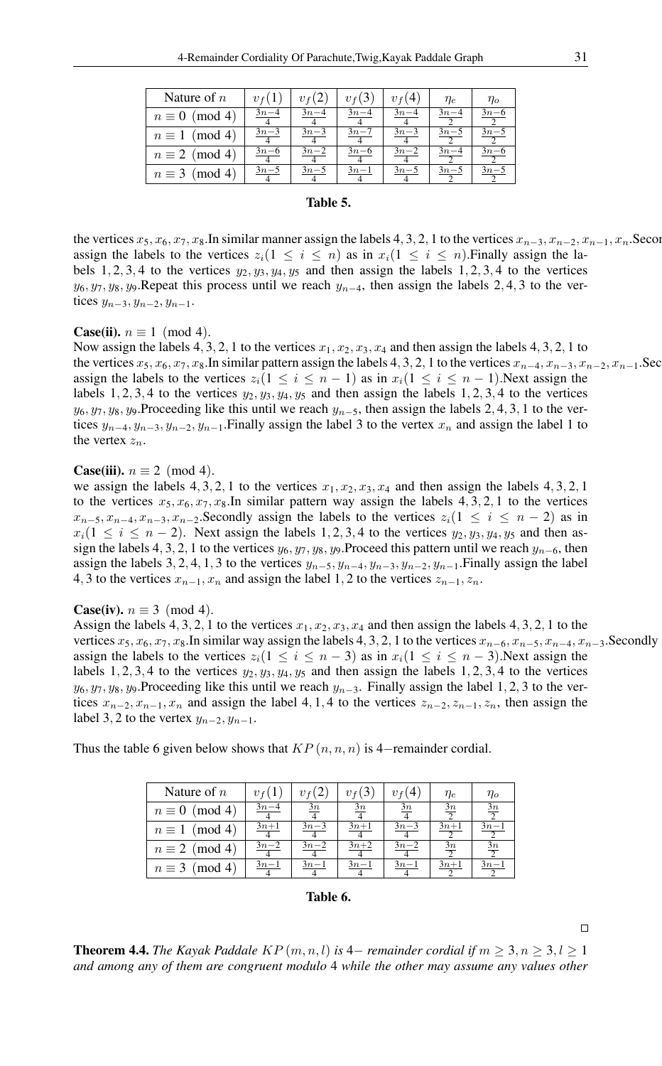| Nature of $n$ | $v_f(1)$ | $v_f(2)$ | $v_f(3)$ | $v_f(4)$ | $\eta_e$ | $\eta_o$ |
|---|---|---|---|---|---|---|
| $n \equiv 0 \pmod 4$ | $\frac{3n-4}{4}$ | $\frac{3n-4}{4}$ | $\frac{3n-4}{4}$ | $\frac{3n-4}{4}$ | $\frac{3n-4}{2}$ | $\frac{3n-6}{2}$ |
| $n \equiv 1 \pmod 4$ | $\frac{3n-3}{4}$ | $\frac{3n-3}{4}$ | $\frac{3n-7}{4}$ | $\frac{3n-3}{4}$ | $\frac{3n-5}{2}$ | $\frac{3n-5}{2}$ |
| $n \equiv 2 \pmod 4$ | $\frac{3n-6}{4}$ | $\frac{3n-2}{4}$ | $\frac{3n-6}{4}$ | $\frac{3n-2}{4}$ | $\frac{3n-4}{2}$ | $\frac{3n-6}{2}$ |
| $n \equiv 3 \pmod 4$ | $\frac{3n-5}{4}$ | $\frac{3n-5}{4}$ | $\frac{3n-1}{4}$ | $\frac{3n-5}{4}$ | $\frac{3n-5}{2}$ | $\frac{3n-5}{2}$ |

**Table 5.**

the vertices $x_5, x_6, x_7, x_8$.In similar manner assign the labels $4, 3, 2, 1$ to the vertices $x_{n-3}, x_{n-2}, x_{n-1}, x_n$.Secondly assign the labels to the vertices $z_i (1 \leq i \leq n)$ as in $x_i (1 \leq i \leq n)$.Finally assign the labels $1, 2, 3, 4$ to the vertices $y_2, y_3, y_4, y_5$ and then assign the labels $1, 2, 3, 4$ to the vertices $y_6, y_7, y_8, y_9$.Repeat this process until we reach $y_{n-4}$, then assign the labels $2, 4, 3$ to the vertices $y_{n-3}, y_{n-2}, y_{n-1}$.

**Case(ii).** $n \equiv 1 \pmod 4$.
Now assign the labels $4, 3, 2, 1$ to the vertices $x_1, x_2, x_3, x_4$ and then assign the labels $4, 3, 2, 1$ to the vertices $x_5, x_6, x_7, x_8$.In similar pattern assign the labels $4, 3, 2, 1$ to the vertices $x_{n-4}, x_{n-3}, x_{n-2}, x_{n-1}$.Secondly assign the labels to the vertices $z_i (1 \leq i \leq n-1)$ as in $x_i (1 \leq i \leq n-1)$.Next assign the labels $1, 2, 3, 4$ to the vertices $y_2, y_3, y_4, y_5$ and then assign the labels $1, 2, 3, 4$ to the vertices $y_6, y_7, y_8, y_9$.Proceeding like this until we reach $y_{n-5}$, then assign the labels $2, 4, 3, 1$ to the vertices $y_{n-4}, y_{n-3}, y_{n-2}, y_{n-1}$.Finally assign the label 3 to the vertex $x_n$ and assign the label 1 to the vertex $z_n$.

**Case(iii).** $n \equiv 2 \pmod 4$.
we assign the labels $4, 3, 2, 1$ to the vertices $x_1, x_2, x_3, x_4$ and then assign the labels $4, 3, 2, 1$ to the vertices $x_5, x_6, x_7, x_8$.In similar pattern way assign the labels $4, 3, 2, 1$ to the vertices $x_{n-5}, x_{n-4}, x_{n-3}, x_{n-2}$.Secondly assign the labels to the vertices $z_i (1 \leq i \leq n-2)$ as in $x_i (1 \leq i \leq n-2)$. Next assign the labels $1, 2, 3, 4$ to the vertices $y_2, y_3, y_4, y_5$ and then assign the labels $4, 3, 2, 1$ to the vertices $y_6, y_7, y_8, y_9$.Proceed this pattern until we reach $y_{n-6}$, then assign the labels $3, 2, 4, 1, 3$ to the vertices $y_{n-5}, y_{n-4}, y_{n-3}, y_{n-2}, y_{n-1}$.Finally assign the label $4, 3$ to the vertices $x_{n-1}, x_n$ and assign the label $1, 2$ to the vertices $z_{n-1}, z_n$.

**Case(iv).** $n \equiv 3 \pmod 4$.
Assign the labels $4, 3, 2, 1$ to the vertices $x_1, x_2, x_3, x_4$ and then assign the labels $4, 3, 2, 1$ to the vertices $x_5, x_6, x_7, x_8$.In similar way assign the labels $4, 3, 2, 1$ to the vertices $x_{n-6}, x_{n-5}, x_{n-4}, x_{n-3}$.Secondly assign the labels to the vertices $z_i (1 \leq i \leq n-3)$ as in $x_i (1 \leq i \leq n-3)$.Next assign the labels $1, 2, 3, 4$ to the vertices $y_2, y_3, y_4, y_5$ and then assign the labels $1, 2, 3, 4$ to the vertices $y_6, y_7, y_8, y_9$.Proceeding like this until we reach $y_{n-3}$. Finally assign the label $1, 2, 3$ to the vertices $x_{n-2}, x_{n-1}, x_n$ and assign the label $4, 1, 4$ to the vertices $z_{n-2}, z_{n-1}, z_n$, then assign the label $3, 2$ to the vertex $y_{n-2}, y_{n-1}$.

Thus the table 6 given below shows that $KP(n, n, n)$ is $4-$remainder cordial.

| Nature of $n$ | $v_f(1)$ | $v_f(2)$ | $v_f(3)$ | $v_f(4)$ | $\eta_e$ | $\eta_o$ |
|---|---|---|---|---|---|---|
| $n \equiv 0 \pmod 4$ | $\frac{3n-4}{4}$ | $\frac{3n}{4}$ | $\frac{3n}{4}$ | $\frac{3n}{4}$ | $\frac{3n}{2}$ | $\frac{3n}{2}$ |
| $n \equiv 1 \pmod 4$ | $\frac{3n+1}{4}$ | $\frac{3n-3}{4}$ | $\frac{3n+1}{4}$ | $\frac{3n-3}{4}$ | $\frac{3n+1}{2}$ | $\frac{3n-1}{2}$ |
| $n \equiv 2 \pmod 4$ | $\frac{3n-2}{4}$ | $\frac{3n-2}{4}$ | $\frac{3n+2}{4}$ | $\frac{3n-2}{4}$ | $\frac{3n}{2}$ | $\frac{3n}{2}$ |
| $n \equiv 3 \pmod 4$ | $\frac{3n-1}{4}$ | $\frac{3n-1}{4}$ | $\frac{3n-1}{4}$ | $\frac{3n-1}{4}$ | $\frac{3n+1}{2}$ | $\frac{3n-1}{2}$ |

**Table 6.**

□

**Theorem 4.4.** *The Kayak Paddale $KP(m, n, l)$ is $4-$ remainder cordial if $m \geq 3, n \geq 3, l \geq 1$ and among any of them are congruent modulo 4 while the other may assume any values other*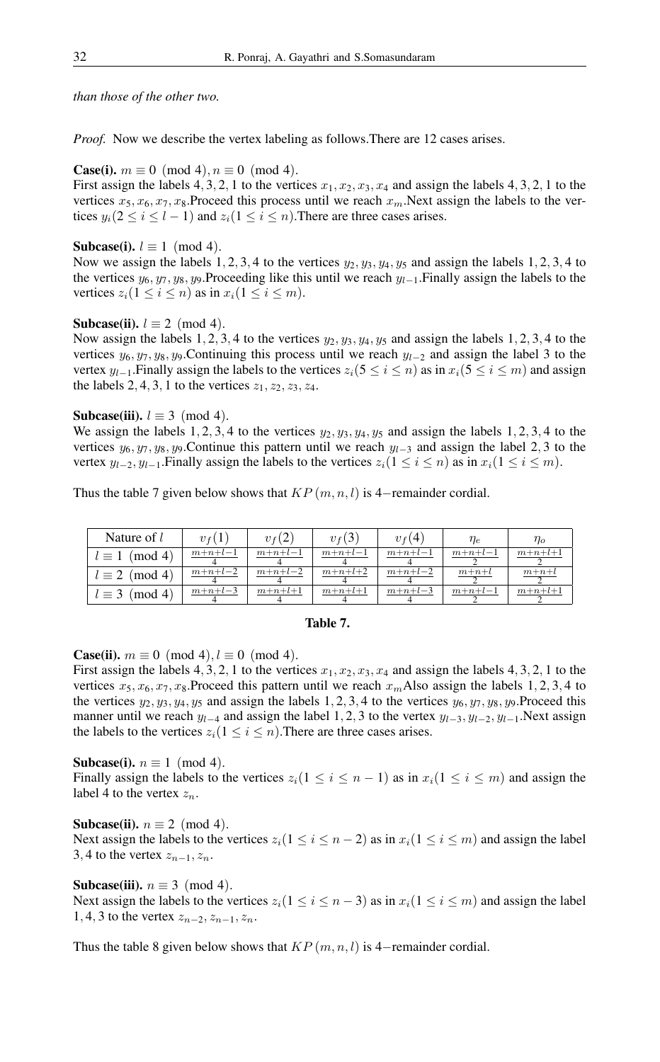*than those of the other two.*

*Proof.* Now we describe the vertex labeling as follows.There are 12 cases arises.

**Case(i).** $m \equiv 0 \pmod 4, n \equiv 0 \pmod 4$.
First assign the labels $4, 3, 2, 1$ to the vertices $x_1, x_2, x_3, x_4$ and assign the labels $4, 3, 2, 1$ to the vertices $x_5, x_6, x_7, x_8$.Proceed this process until we reach $x_m$.Next assign the labels to the vertices $y_i (2 \leq i \leq l-1)$ and $z_i (1 \leq i \leq n)$.There are three cases arises.

**Subcase(i).** $l \equiv 1 \pmod 4$.
Now we assign the labels $1, 2, 3, 4$ to the vertices $y_2, y_3, y_4, y_5$ and assign the labels $1, 2, 3, 4$ to the vertices $y_6, y_7, y_8, y_9$.Proceeding like this until we reach $y_{l-1}$.Finally assign the labels to the vertices $z_i (1 \leq i \leq n)$ as in $x_i (1 \leq i \leq m)$.

**Subcase(ii).** $l \equiv 2 \pmod 4$.
Now assign the labels $1, 2, 3, 4$ to the vertices $y_2, y_3, y_4, y_5$ and assign the labels $1, 2, 3, 4$ to the vertices $y_6, y_7, y_8, y_9$.Continuing this process until we reach $y_{l-2}$ and assign the label 3 to the vertex $y_{l-1}$.Finally assign the labels to the vertices $z_i (5 \leq i \leq n)$ as in $x_i (5 \leq i \leq m)$ and assign the labels $2, 4, 3, 1$ to the vertices $z_1, z_2, z_3, z_4$.

**Subcase(iii).** $l \equiv 3 \pmod 4$.
We assign the labels $1, 2, 3, 4$ to the vertices $y_2, y_3, y_4, y_5$ and assign the labels $1, 2, 3, 4$ to the vertices $y_6, y_7, y_8, y_9$.Continue this pattern until we reach $y_{l-3}$ and assign the label $2, 3$ to the vertex $y_{l-2}, y_{l-1}$.Finally assign the labels to the vertices $z_i (1 \leq i \leq n)$ as in $x_i (1 \leq i \leq m)$.

Thus the table 7 given below shows that $KP(m, n, l)$ is $4-$remainder cordial.

| Nature of $l$ | $v_f(1)$ | $v_f(2)$ | $v_f(3)$ | $v_f(4)$ | $\eta_e$ | $\eta_o$ |
|---|---|---|---|---|---|---|
| $l \equiv 1 \pmod 4$ | $\frac{m+n+l-1}{4}$ | $\frac{m+n+l-1}{4}$ | $\frac{m+n+l-1}{4}$ | $\frac{m+n+l-1}{4}$ | $\frac{m+n+l-1}{2}$ | $\frac{m+n+l+1}{2}$ |
| $l \equiv 2 \pmod 4$ | $\frac{m+n+l-2}{4}$ | $\frac{m+n+l-2}{4}$ | $\frac{m+n+l+2}{4}$ | $\frac{m+n+l-2}{4}$ | $\frac{m+n+l}{2}$ | $\frac{m+n+l}{2}$ |
| $l \equiv 3 \pmod 4$ | $\frac{m+n+l-3}{4}$ | $\frac{m+n+l+1}{4}$ | $\frac{m+n+l+1}{4}$ | $\frac{m+n+l-3}{4}$ | $\frac{m+n+l-1}{2}$ | $\frac{m+n+l+1}{2}$ |

**Table 7.**

**Case(ii).** $m \equiv 0 \pmod 4, l \equiv 0 \pmod 4$.
First assign the labels $4, 3, 2, 1$ to the vertices $x_1, x_2, x_3, x_4$ and assign the labels $4, 3, 2, 1$ to the vertices $x_5, x_6, x_7, x_8$.Proceed this pattern until we reach $x_m$Also assign the labels $1, 2, 3, 4$ to the vertices $y_2, y_3, y_4, y_5$ and assign the labels $1, 2, 3, 4$ to the vertices $y_6, y_7, y_8, y_9$.Proceed this manner until we reach $y_{l-4}$ and assign the label $1, 2, 3$ to the vertex $y_{l-3}, y_{l-2}, y_{l-1}$.Next assign the labels to the vertices $z_i (1 \leq i \leq n)$.There are three cases arises.

**Subcase(i).** $n \equiv 1 \pmod 4$.
Finally assign the labels to the vertices $z_i (1 \leq i \leq n-1)$ as in $x_i (1 \leq i \leq m)$ and assign the label 4 to the vertex $z_n$.

**Subcase(ii).** $n \equiv 2 \pmod 4$.
Next assign the labels to the vertices $z_i (1 \leq i \leq n-2)$ as in $x_i (1 \leq i \leq m)$ and assign the label $3, 4$ to the vertex $z_{n-1}, z_n$.

**Subcase(iii).** $n \equiv 3 \pmod 4$.
Next assign the labels to the vertices $z_i (1 \leq i \leq n-3)$ as in $x_i (1 \leq i \leq m)$ and assign the label $1, 4, 3$ to the vertex $z_{n-2}, z_{n-1}, z_n$.

Thus the table 8 given below shows that $KP(m, n, l)$ is $4-$remainder cordial.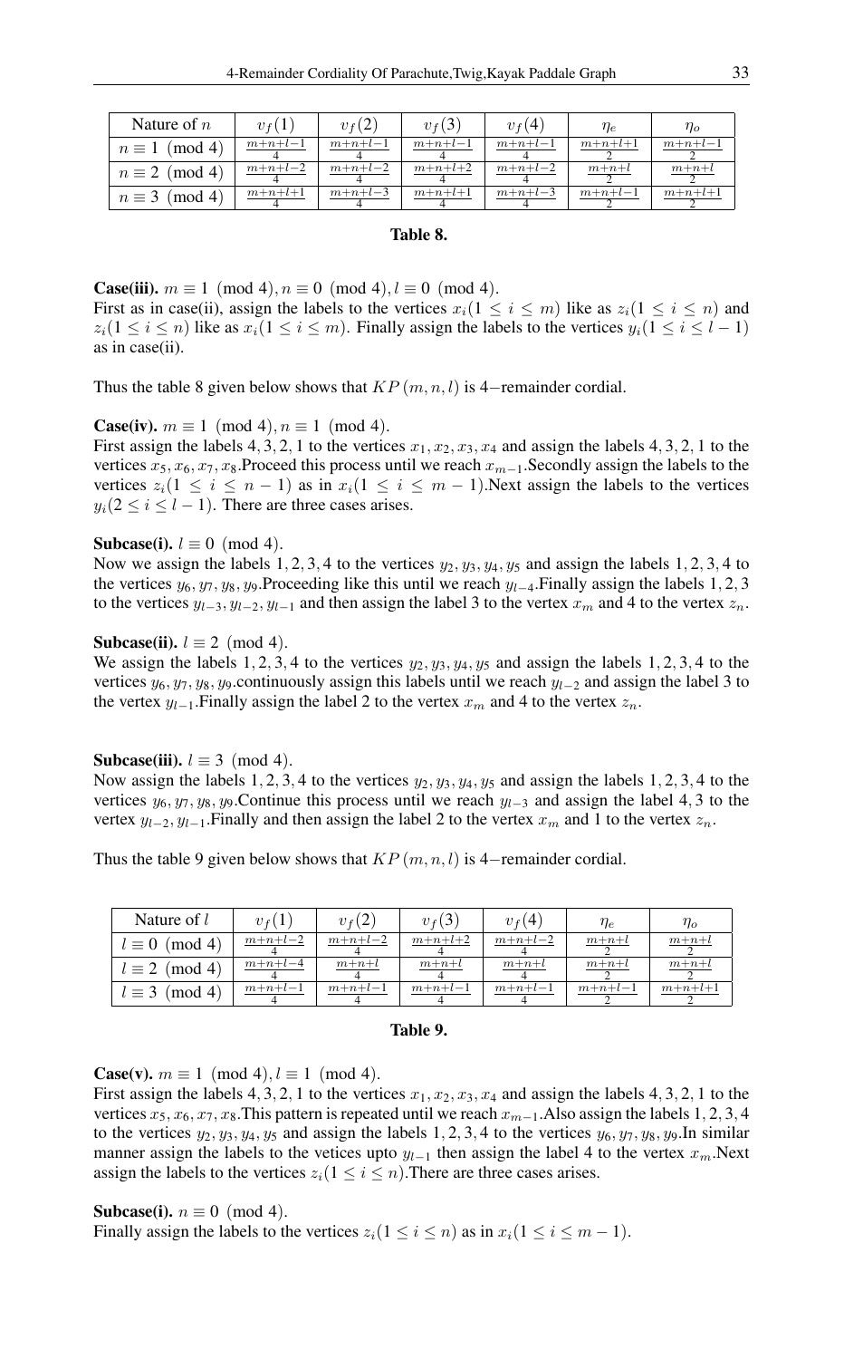| Nature of $n$ | $v_f(1)$ | $v_f(2)$ | $v_f(3)$ | $v_f(4)$ | $\eta_e$ | $\eta_o$ |
|---|---|---|---|---|---|---|
| $n \equiv 1 \pmod 4$ | $\frac{m+n+l-1}{4}$ | $\frac{m+n+l-1}{4}$ | $\frac{m+n+l-1}{4}$ | $\frac{m+n+l-1}{4}$ | $\frac{m+n+l+1}{2}$ | $\frac{m+n+l-1}{2}$ |
| $n \equiv 2 \pmod 4$ | $\frac{m+n+l-2}{4}$ | $\frac{m+n+l-2}{4}$ | $\frac{m+n+l+2}{4}$ | $\frac{m+n+l-2}{4}$ | $\frac{m+n+l}{2}$ | $\frac{m+n+l}{2}$ |
| $n \equiv 3 \pmod 4$ | $\frac{m+n+l+1}{4}$ | $\frac{m+n+l-3}{4}$ | $\frac{m+n+l+1}{4}$ | $\frac{m+n+l-3}{4}$ | $\frac{m+n+l-1}{2}$ | $\frac{m+n+l+1}{2}$ |

**Table 8.**

**Case(iii).** $m \equiv 1 \pmod 4, n \equiv 0 \pmod 4, l \equiv 0 \pmod 4$.
First as in case(ii), assign the labels to the vertices $x_i (1 \le i \le m)$ like as $z_i (1 \le i \le n)$ and $z_i (1 \le i \le n)$ like as $x_i (1 \le i \le m)$. Finally assign the labels to the vertices $y_i (1 \le i \le l-1)$ as in case(ii).

Thus the table 8 given below shows that $KP(m, n, l)$ is $4-$remainder cordial.

**Case(iv).** $m \equiv 1 \pmod 4, n \equiv 1 \pmod 4$.
First assign the labels $4, 3, 2, 1$ to the vertices $x_1, x_2, x_3, x_4$ and assign the labels $4, 3, 2, 1$ to the vertices $x_5, x_6, x_7, x_8$.Proceed this process until we reach $x_{m-1}$.Secondly assign the labels to the vertices $z_i (1 \le i \le n-1)$ as in $x_i (1 \le i \le m-1)$.Next assign the labels to the vertices $y_i (2 \le i \le l-1)$. There are three cases arises.

**Subcase(i).** $l \equiv 0 \pmod 4$.
Now we assign the labels $1, 2, 3, 4$ to the vertices $y_2, y_3, y_4, y_5$ and assign the labels $1, 2, 3, 4$ to the vertices $y_6, y_7, y_8, y_9$.Proceeding like this until we reach $y_{l-4}$.Finally assign the labels $1, 2, 3$ to the vertices $y_{l-3}, y_{l-2}, y_{l-1}$ and then assign the label 3 to the vertex $x_m$ and 4 to the vertex $z_n$.

**Subcase(ii).** $l \equiv 2 \pmod 4$.
We assign the labels $1, 2, 3, 4$ to the vertices $y_2, y_3, y_4, y_5$ and assign the labels $1, 2, 3, 4$ to the vertices $y_6, y_7, y_8, y_9$.continuously assign this labels until we reach $y_{l-2}$ and assign the label 3 to the vertex $y_{l-1}$.Finally assign the label 2 to the vertex $x_m$ and 4 to the vertex $z_n$.

**Subcase(iii).** $l \equiv 3 \pmod 4$.
Now assign the labels $1, 2, 3, 4$ to the vertices $y_2, y_3, y_4, y_5$ and assign the labels $1, 2, 3, 4$ to the vertices $y_6, y_7, y_8, y_9$.Continue this process until we reach $y_{l-3}$ and assign the label $4, 3$ to the vertex $y_{l-2}, y_{l-1}$.Finally and then assign the label 2 to the vertex $x_m$ and 1 to the vertex $z_n$.

Thus the table 9 given below shows that $KP(m, n, l)$ is $4-$remainder cordial.

| Nature of $l$ | $v_f(1)$ | $v_f(2)$ | $v_f(3)$ | $v_f(4)$ | $\eta_e$ | $\eta_o$ |
|---|---|---|---|---|---|---|
| $l \equiv 0 \pmod 4$ | $\frac{m+n+l-2}{4}$ | $\frac{m+n+l-2}{4}$ | $\frac{m+n+l+2}{4}$ | $\frac{m+n+l-2}{4}$ | $\frac{m+n+l}{2}$ | $\frac{m+n+l}{2}$ |
| $l \equiv 2 \pmod 4$ | $\frac{m+n+l-4}{4}$ | $\frac{m+n+l}{4}$ | $\frac{m+n+l}{4}$ | $\frac{m+n+l}{4}$ | $\frac{m+n+l}{2}$ | $\frac{m+n+l}{2}$ |
| $l \equiv 3 \pmod 4$ | $\frac{m+n+l-1}{4}$ | $\frac{m+n+l-1}{4}$ | $\frac{m+n+l-1}{4}$ | $\frac{m+n+l-1}{4}$ | $\frac{m+n+l-1}{2}$ | $\frac{m+n+l+1}{2}$ |

**Table 9.**

**Case(v).** $m \equiv 1 \pmod 4, l \equiv 1 \pmod 4$.
First assign the labels $4, 3, 2, 1$ to the vertices $x_1, x_2, x_3, x_4$ and assign the labels $4, 3, 2, 1$ to the vertices $x_5, x_6, x_7, x_8$.This pattern is repeated until we reach $x_{m-1}$.Also assign the labels $1, 2, 3, 4$ to the vertices $y_2, y_3, y_4, y_5$ and assign the labels $1, 2, 3, 4$ to the vertices $y_6, y_7, y_8, y_9$.In similar manner assign the labels to the vetices upto $y_{l-1}$ then assign the label 4 to the vertex $x_m$.Next assign the labels to the vertices $z_i (1 \le i \le n)$.There are three cases arises.

**Subcase(i).** $n \equiv 0 \pmod 4$.
Finally assign the labels to the vertices $z_i (1 \le i \le n)$ as in $x_i (1 \le i \le m-1)$.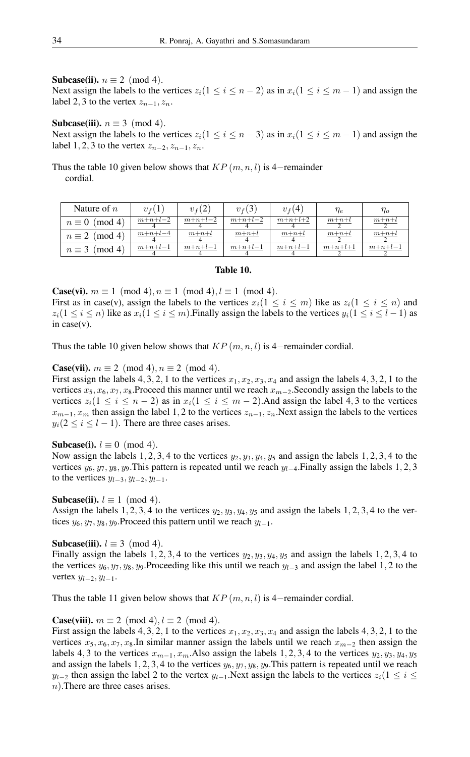**Subcase(ii).** $n \equiv 2 \pmod 4$.
Next assign the labels to the vertices $z_i(1 \leq i \leq n-2)$ as in $x_i(1 \leq i \leq m-1)$ and assign the label $2,3$ to the vertex $z_{n-1}, z_n$.

**Subcase(iii).** $n \equiv 3 \pmod 4$.
Next assign the labels to the vertices $z_i(1 \leq i \leq n-3)$ as in $x_i(1 \leq i \leq m-1)$ and assign the label $1,2,3$ to the vertex $z_{n-2}, z_{n-1}, z_n$.

Thus the table 10 given below shows that $KP(m,n,l)$ is $4-$remainder cordial.

| Nature of $n$ | $v_f(1)$ | $v_f(2)$ | $v_f(3)$ | $v_f(4)$ | $\eta_e$ | $\eta_o$ |
|---|---|---|---|---|---|---|
| $n \equiv 0 \pmod 4$ | $\frac{m+n+l-2}{4}$ | $\frac{m+n+l-2}{4}$ | $\frac{m+n+l-2}{4}$ | $\frac{m+n+l+2}{4}$ | $\frac{m+n+l}{2}$ | $\frac{m+n+l}{2}$ |
| $n \equiv 2 \pmod 4$ | $\frac{m+n+l-4}{4}$ | $\frac{m+n+l}{4}$ | $\frac{m+n+l}{4}$ | $\frac{m+n+l}{4}$ | $\frac{m+n+l}{2}$ | $\frac{m+n+l}{2}$ |
| $n \equiv 3 \pmod 4$ | $\frac{m+n+l-1}{4}$ | $\frac{m+n+l-1}{4}$ | $\frac{m+n+l-1}{4}$ | $\frac{m+n+l-1}{4}$ | $\frac{m+n+l+1}{2}$ | $\frac{m+n+l-1}{2}$ |

**Table 10.**

**Case(vi).** $m \equiv 1 \pmod 4, n \equiv 1 \pmod 4, l \equiv 1 \pmod 4$.
First as in case(v), assign the labels to the vertices $x_i(1 \leq i \leq m)$ like as $z_i(1 \leq i \leq n)$ and $z_i(1 \leq i \leq n)$ like as $x_i(1 \leq i \leq m)$.Finally assign the labels to the vertices $y_i(1 \leq i \leq l-1)$ as in case(v).

Thus the table 10 given below shows that $KP(m,n,l)$ is $4-$remainder cordial.

**Case(vii).** $m \equiv 2 \pmod 4, n \equiv 2 \pmod 4$.
First assign the labels $4,3,2,1$ to the vertices $x_1, x_2, x_3, x_4$ and assign the labels $4,3,2,1$ to the vertices $x_5, x_6, x_7, x_8$.Proceed this manner until we reach $x_{m-2}$.Secondly assign the labels to the vertices $z_i(1 \leq i \leq n-2)$ as in $x_i(1 \leq i \leq m-2)$.And assign the label $4,3$ to the vertices $x_{m-1}, x_m$ then assign the label $1,2$ to the vertices $z_{n-1}, z_n$.Next assign the labels to the vertices $y_i(2 \leq i \leq l-1)$. There are three cases arises.

**Subcase(i).** $l \equiv 0 \pmod 4$.
Now assign the labels $1,2,3,4$ to the vertices $y_2, y_3, y_4, y_5$ and assign the labels $1,2,3,4$ to the vertices $y_6, y_7, y_8, y_9$.This pattern is repeated until we reach $y_{l-4}$.Finally assign the labels $1,2,3$ to the vertices $y_{l-3}, y_{l-2}, y_{l-1}$.

**Subcase(ii).** $l \equiv 1 \pmod 4$.
Assign the labels $1,2,3,4$ to the vertices $y_2, y_3, y_4, y_5$ and assign the labels $1,2,3,4$ to the vertices $y_6, y_7, y_8, y_9$.Proceed this pattern until we reach $y_{l-1}$.

**Subcase(iii).** $l \equiv 3 \pmod 4$.
Finally assign the labels $1,2,3,4$ to the vertices $y_2, y_3, y_4, y_5$ and assign the labels $1,2,3,4$ to the vertices $y_6, y_7, y_8, y_9$.Proceeding like this until we reach $y_{l-3}$ and assign the label $1,2$ to the vertex $y_{l-2}, y_{l-1}$.

Thus the table 11 given below shows that $KP(m,n,l)$ is $4-$remainder cordial.

**Case(viii).** $m \equiv 2 \pmod 4, l \equiv 2 \pmod 4$.
First assign the labels $4,3,2,1$ to the vertices $x_1, x_2, x_3, x_4$ and assign the labels $4,3,2,1$ to the vertices $x_5, x_6, x_7, x_8$.In similar manner assign the labels until we reach $x_{m-2}$ then assign the labels $4,3$ to the vertices $x_{m-1}, x_m$.Also assign the labels $1,2,3,4$ to the vertices $y_2, y_3, y_4, y_5$ and assign the labels $1,2,3,4$ to the vertices $y_6, y_7, y_8, y_9$.This pattern is repeated until we reach $y_{l-2}$ then assign the label $2$ to the vertex $y_{l-1}$.Next assign the labels to the vertices $z_i(1 \leq i \leq n)$.There are three cases arises.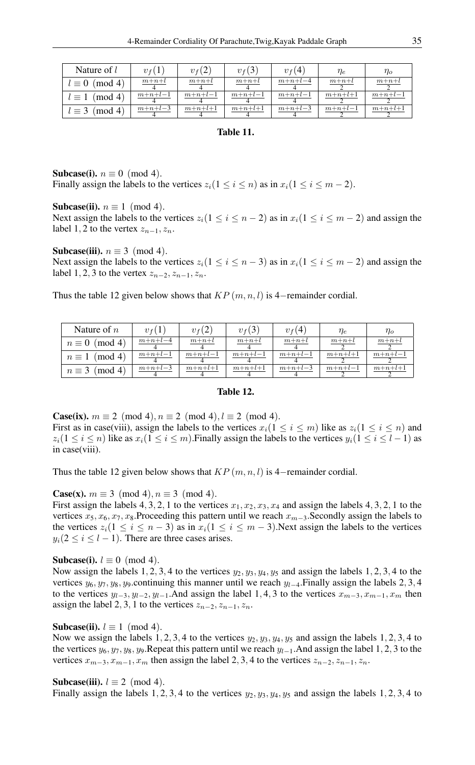| Nature of $l$ | $v_f(1)$ | $v_f(2)$ | $v_f(3)$ | $v_f(4)$ | $\eta_e$ | $\eta_o$ |
|---|---|---|---|---|---|---|
| $l \equiv 0 \pmod 4$ | $\frac{m+n+l}{4}$ | $\frac{m+n+l}{4}$ | $\frac{m+n+l}{4}$ | $\frac{m+n+l-4}{4}$ | $\frac{m+n+l}{2}$ | $\frac{m+n+l}{2}$ |
| $l \equiv 1 \pmod 4$ | $\frac{m+n+l-1}{4}$ | $\frac{m+n+l-1}{4}$ | $\frac{m+n+l-1}{4}$ | $\frac{m+n+l-1}{4}$ | $\frac{m+n+l+1}{2}$ | $\frac{m+n+l-1}{2}$ |
| $l \equiv 3 \pmod 4$ | $\frac{m+n+l-3}{4}$ | $\frac{m+n+l+1}{4}$ | $\frac{m+n+l+1}{4}$ | $\frac{m+n+l-3}{4}$ | $\frac{m+n+l-1}{2}$ | $\frac{m+n+l+1}{2}$ |

**Table 11.**

**Subcase(i).** $n \equiv 0 \pmod 4$.
Finally assign the labels to the vertices $z_i(1 \le i \le n)$ as in $x_i(1 \le i \le m-2)$.

**Subcase(ii).** $n \equiv 1 \pmod 4$.
Next assign the labels to the vertices $z_i(1 \le i \le n-2)$ as in $x_i(1 \le i \le m-2)$ and assign the label $1, 2$ to the vertex $z_{n-1}, z_n$.

**Subcase(iii).** $n \equiv 3 \pmod 4$.
Next assign the labels to the vertices $z_i(1 \le i \le n-3)$ as in $x_i(1 \le i \le m-2)$ and assign the label $1, 2, 3$ to the vertex $z_{n-2}, z_{n-1}, z_n$.

Thus the table 12 given below shows that $KP(m, n, l)$ is 4−remainder cordial.

| Nature of $n$ | $v_f(1)$ | $v_f(2)$ | $v_f(3)$ | $v_f(4)$ | $\eta_e$ | $\eta_o$ |
|---|---|---|---|---|---|---|
| $n \equiv 0 \pmod 4$ | $\frac{m+n+l-4}{4}$ | $\frac{m+n+l}{4}$ | $\frac{m+n+l}{4}$ | $\frac{m+n+l}{4}$ | $\frac{m+n+l}{2}$ | $\frac{m+n+l}{2}$ |
| $n \equiv 1 \pmod 4$ | $\frac{m+n+l-1}{4}$ | $\frac{m+n+l-1}{4}$ | $\frac{m+n+l-1}{4}$ | $\frac{m+n+l-1}{4}$ | $\frac{m+n+l+1}{2}$ | $\frac{m+n+l-1}{2}$ |
| $n \equiv 3 \pmod 4$ | $\frac{m+n+l-3}{4}$ | $\frac{m+n+l+1}{4}$ | $\frac{m+n+l+1}{4}$ | $\frac{m+n+l-3}{4}$ | $\frac{m+n+l-1}{2}$ | $\frac{m+n+l+1}{2}$ |

**Table 12.**

**Case(ix).** $m \equiv 2 \pmod 4, n \equiv 2 \pmod 4, l \equiv 2 \pmod 4$.
First as in case(viii), assign the labels to the vertices $x_i(1 \le i \le m)$ like as $z_i(1 \le i \le n)$ and $z_i(1 \le i \le n)$ like as $x_i(1 \le i \le m)$. Finally assign the labels to the vertices $y_i(1 \le i \le l-1)$ as in case(viii).

Thus the table 12 given below shows that $KP(m, n, l)$ is 4−remainder cordial.

**Case(x).** $m \equiv 3 \pmod 4, n \equiv 3 \pmod 4$.
First assign the labels $4, 3, 2, 1$ to the vertices $x_1, x_2, x_3, x_4$ and assign the labels $4, 3, 2, 1$ to the vertices $x_5, x_6, x_7, x_8$. Proceeding this pattern until we reach $x_{m-3}$. Secondly assign the labels to the vertices $z_i(1 \le i \le n-3)$ as in $x_i(1 \le i \le m-3)$. Next assign the labels to the vertices $y_i(2 \le i \le l-1)$. There are three cases arises.

**Subcase(i).** $l \equiv 0 \pmod 4$.
Now assign the labels $1, 2, 3, 4$ to the vertices $y_2, y_3, y_4, y_5$ and assign the labels $1, 2, 3, 4$ to the vertices $y_6, y_7, y_8, y_9$. continuing this manner until we reach $y_{l-4}$. Finally assign the labels $2, 3, 4$ to the vertices $y_{l-3}, y_{l-2}, y_{l-1}$. And assign the label $1, 4, 3$ to the vertices $x_{m-3}, x_{m-1}, x_m$ then assign the label $2, 3, 1$ to the vertices $z_{n-2}, z_{n-1}, z_n$.

**Subcase(ii).** $l \equiv 1 \pmod 4$.
Now we assign the labels $1, 2, 3, 4$ to the vertices $y_2, y_3, y_4, y_5$ and assign the labels $1, 2, 3, 4$ to the vertices $y_6, y_7, y_8, y_9$. Repeat this pattern until we reach $y_{l-1}$. And assign the label $1, 2, 3$ to the vertices $x_{m-3}, x_{m-1}, x_m$ then assign the label $2, 3, 4$ to the vertices $z_{n-2}, z_{n-1}, z_n$.

**Subcase(iii).** $l \equiv 2 \pmod 4$.
Finally assign the labels $1, 2, 3, 4$ to the vertices $y_2, y_3, y_4, y_5$ and assign the labels $1, 2, 3, 4$ to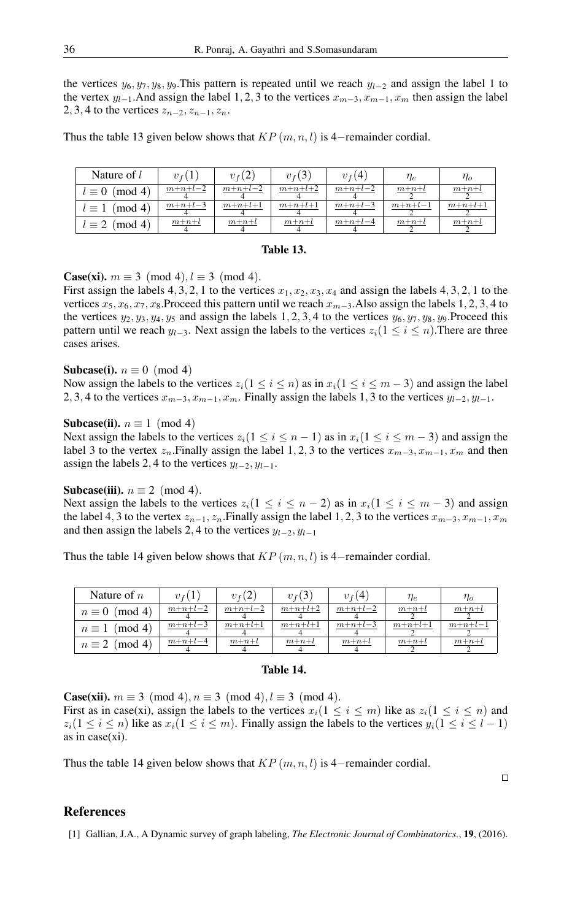the vertices $y_6, y_7, y_8, y_9$.This pattern is repeated until we reach $y_{l-2}$ and assign the label 1 to the vertex $y_{l-1}$.And assign the label $1, 2, 3$ to the vertices $x_{m-3}, x_{m-1}, x_m$ then assign the label $2, 3, 4$ to the vertices $z_{n-2}, z_{n-1}, z_n$.

Thus the table 13 given below shows that $KP(m, n, l)$ is 4−remainder cordial.

| Nature of $l$ | $v_f(1)$ | $v_f(2)$ | $v_f(3)$ | $v_f(4)$ | $\eta_e$ | $\eta_o$ |
|---|---|---|---|---|---|---|
| $l \equiv 0 \pmod 4$ | $\frac{m+n+l-2}{4}$ | $\frac{m+n+l-2}{4}$ | $\frac{m+n+l+2}{4}$ | $\frac{m+n+l-2}{4}$ | $\frac{m+n+l}{2}$ | $\frac{m+n+l}{2}$ |
| $l \equiv 1 \pmod 4$ | $\frac{m+n+l-3}{4}$ | $\frac{m+n+l+1}{4}$ | $\frac{m+n+l+1}{4}$ | $\frac{m+n+l-3}{4}$ | $\frac{m+n+l-1}{2}$ | $\frac{m+n+l+1}{2}$ |
| $l \equiv 2 \pmod 4$ | $\frac{m+n+l}{4}$ | $\frac{m+n+l}{4}$ | $\frac{m+n+l}{4}$ | $\frac{m+n+l-4}{4}$ | $\frac{m+n+l}{2}$ | $\frac{m+n+l}{2}$ |

**Table 13.**

**Case(xi).** $m \equiv 3 \pmod 4, l \equiv 3 \pmod 4$.
First assign the labels $4, 3, 2, 1$ to the vertices $x_1, x_2, x_3, x_4$ and assign the labels $4, 3, 2, 1$ to the vertices $x_5, x_6, x_7, x_8$.Proceed this pattern until we reach $x_{m-3}$.Also assign the labels $1, 2, 3, 4$ to the vertices $y_2, y_3, y_4, y_5$ and assign the labels $1, 2, 3, 4$ to the vertices $y_6, y_7, y_8, y_9$.Proceed this pattern until we reach $y_{l-3}$. Next assign the labels to the vertices $z_i(1 \le i \le n)$.There are three cases arises.

**Subcase(i).** $n \equiv 0 \pmod 4$
Now assign the labels to the vertices $z_i(1 \le i \le n)$ as in $x_i(1 \le i \le m-3)$ and assign the label $2, 3, 4$ to the vertices $x_{m-3}, x_{m-1}, x_m$. Finally assign the labels $1, 3$ to the vertices $y_{l-2}, y_{l-1}$.

**Subcase(ii).** $n \equiv 1 \pmod 4$
Next assign the labels to the vertices $z_i(1 \le i \le n-1)$ as in $x_i(1 \le i \le m-3)$ and assign the label 3 to the vertex $z_n$.Finally assign the label $1, 2, 3$ to the vertices $x_{m-3}, x_{m-1}, x_m$ and then assign the labels $2, 4$ to the vertices $y_{l-2}, y_{l-1}$.

**Subcase(iii).** $n \equiv 2 \pmod 4$.
Next assign the labels to the vertices $z_i(1 \le i \le n-2)$ as in $x_i(1 \le i \le m-3)$ and assign the label $4, 3$ to the vertex $z_{n-1}, z_n$.Finally assign the label $1, 2, 3$ to the vertices $x_{m-3}, x_{m-1}, x_m$ and then assign the labels $2, 4$ to the vertices $y_{l-2}, y_{l-1}$

Thus the table 14 given below shows that $KP(m, n, l)$ is 4−remainder cordial.

| Nature of $n$ | $v_f(1)$ | $v_f(2)$ | $v_f(3)$ | $v_f(4)$ | $\eta_e$ | $\eta_o$ |
|---|---|---|---|---|---|---|
| $n \equiv 0 \pmod 4$ | $\frac{m+n+l-2}{4}$ | $\frac{m+n+l-2}{4}$ | $\frac{m+n+l+2}{4}$ | $\frac{m+n+l-2}{4}$ | $\frac{m+n+l}{2}$ | $\frac{m+n+l}{2}$ |
| $n \equiv 1 \pmod 4$ | $\frac{m+n+l-3}{4}$ | $\frac{m+n+l+1}{4}$ | $\frac{m+n+l+1}{4}$ | $\frac{m+n+l-3}{4}$ | $\frac{m+n+l+1}{2}$ | $\frac{m+n+l-1}{2}$ |
| $n \equiv 2 \pmod 4$ | $\frac{m+n+l-4}{4}$ | $\frac{m+n+l}{4}$ | $\frac{m+n+l}{4}$ | $\frac{m+n+l}{4}$ | $\frac{m+n+l}{2}$ | $\frac{m+n+l}{2}$ |

**Table 14.**

**Case(xii).** $m \equiv 3 \pmod 4, n \equiv 3 \pmod 4, l \equiv 3 \pmod 4$.
First as in case(xi), assign the labels to the vertices $x_i(1 \le i \le m)$ like as $z_i(1 \le i \le n)$ and $z_i(1 \le i \le n)$ like as $x_i(1 \le i \le m)$. Finally assign the labels to the vertices $y_i(1 \le i \le l-1)$ as in case(xi).

Thus the table 14 given below shows that $KP(m, n, l)$ is 4−remainder cordial.

□

## References

[1] Gallian, J.A., A Dynamic survey of graph labeling, *The Electronic Journal of Combinatorics.*, **19**, (2016).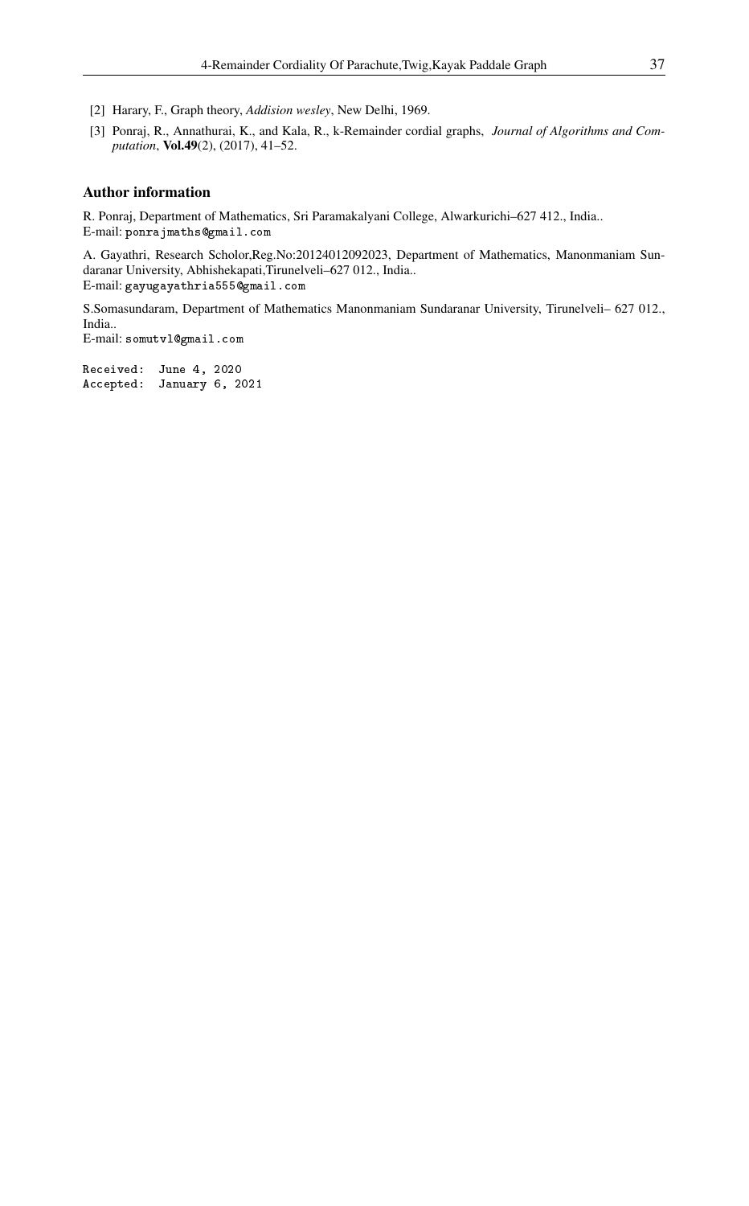[2] Harary, F., Graph theory, *Addision wesley*, New Delhi, 1969.

[3] Ponraj, R., Annathurai, K., and Kala, R., k-Remainder cordial graphs, *Journal of Algorithms and Computation*, **Vol.49**(2), (2017), 41–52.

## Author information

R. Ponraj, Department of Mathematics, Sri Paramakalyani College, Alwarkurichi–627 412., India..
E-mail: `ponrajmaths@gmail.com`

A. Gayathri, Research Scholor,Reg.No:20124012092023, Department of Mathematics, Manonmaniam Sundaranar University, Abhishekapati,Tirunelveli–627 012., India..
E-mail: `gayugayathria555@gmail.com`

S.Somasundaram, Department of Mathematics Manonmaniam Sundaranar University, Tirunelveli– 627 012., India..
E-mail: `somutvl@gmail.com`

```
Received:  June 4, 2020
Accepted:  January 6, 2021
```